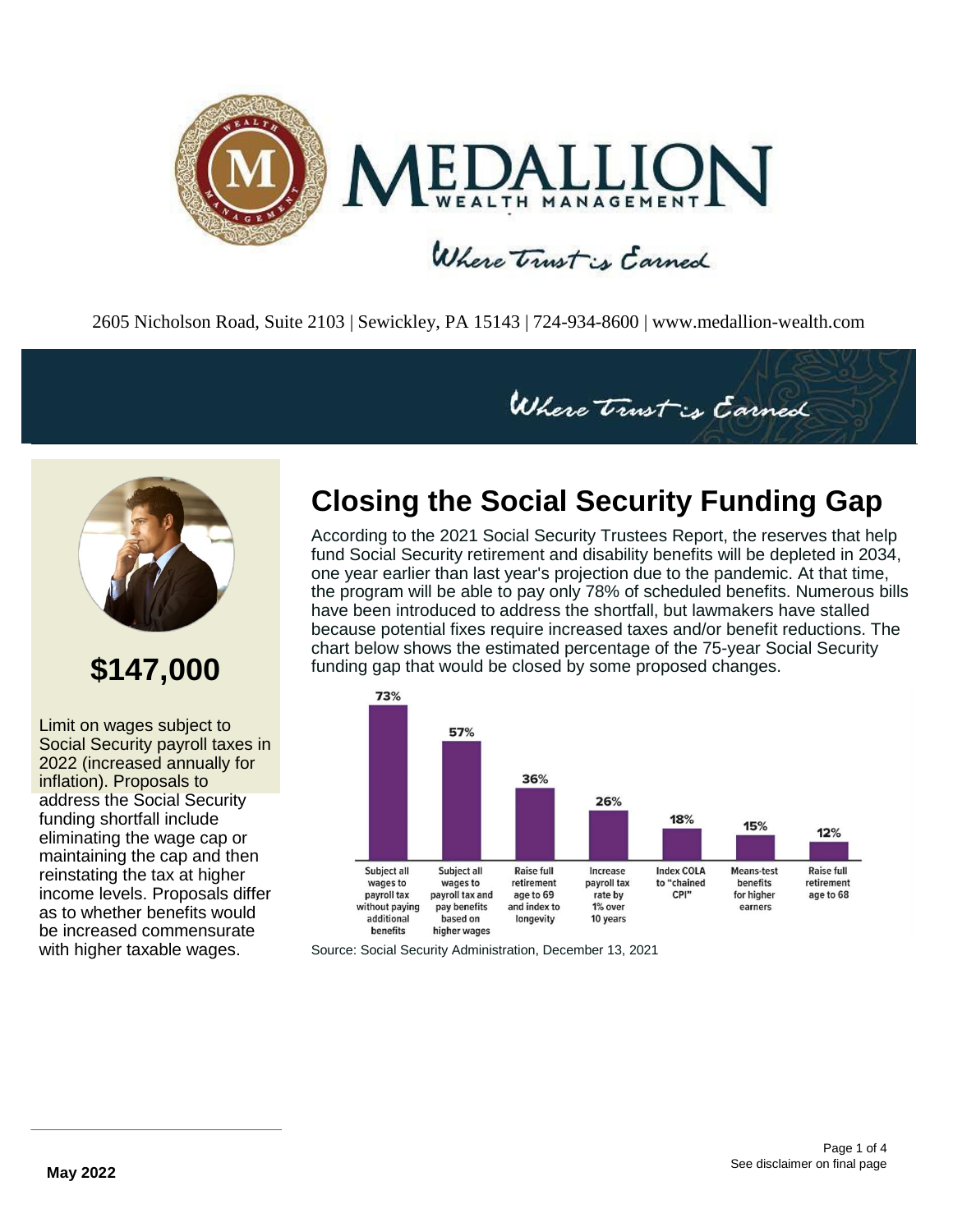# MEDALLION WEALTH MANAGEMENT

*Where Trust is Earned*

2605 Nicholson Road, Suite 2103 | Sewickley, PA 15143 | 724-934-8600 | www.medallion-wealth.com

*Where Trust is Earned*

## $147,000

Limit on wages subject to Social Security payroll taxes in 2022 (increased annually for inflation). Proposals to address the Social Security funding shortfall include eliminating the wage cap or maintaining the cap and then reinstating the tax at higher income levels. Proposals differ as to whether benefits would be increased commensurate with higher taxable wages.

## Closing the Social Security Funding Gap

According to the 2021 Social Security Trustees Report, the reserves that help fund Social Security retirement and disability benefits will be depleted in 2034, one year earlier than last year's projection due to the pandemic. At that time, the program will be able to pay only 78% of scheduled benefits. Numerous bills have been introduced to address the shortfall, but lawmakers have stalled because potential fixes require increased taxes and/or benefit reductions. The chart below shows the estimated percentage of the 75-year Social Security funding gap that would be closed by some proposed changes.

| Proposed change | Percentage of funding gap closed |
| --- | --- |
| Subject all wages to payroll tax without paying additional benefits | 73% |
| Subject all wages to payroll tax and pay benefits based on higher wages | 57% |
| Raise full retirement age to 69 and index to longevity | 36% |
| Increase payroll tax rate by 1% over 10 years | 26% |
| Index COLA to "chained CPI" | 18% |
| Means-test benefits for higher earners | 15% |
| Raise full retirement age to 68 | 12% |

Source: Social Security Administration, December 13, 2021

May 2022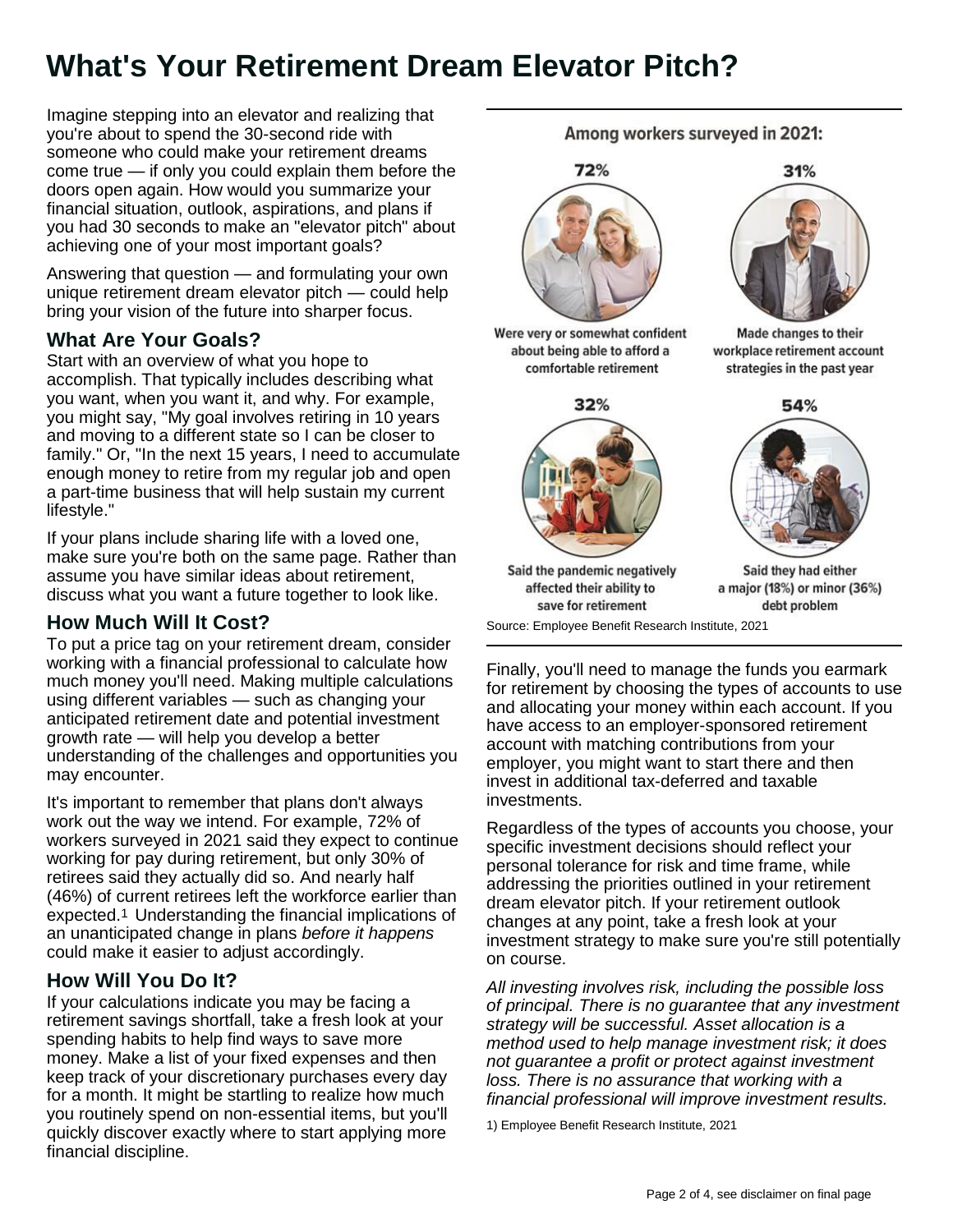# What's Your Retirement Dream Elevator Pitch?

Imagine stepping into an elevator and realizing that you're about to spend the 30-second ride with someone who could make your retirement dreams come true — if only you could explain them before the doors open again. How would you summarize your financial situation, outlook, aspirations, and plans if you had 30 seconds to make an "elevator pitch" about achieving one of your most important goals?

Answering that question — and formulating your own unique retirement dream elevator pitch — could help bring your vision of the future into sharper focus.

## What Are Your Goals?

Start with an overview of what you hope to accomplish. That typically includes describing what you want, when you want it, and why. For example, you might say, "My goal involves retiring in 10 years and moving to a different state so I can be closer to family." Or, "In the next 15 years, I need to accumulate enough money to retire from my regular job and open a part-time business that will help sustain my current lifestyle."

If your plans include sharing life with a loved one, make sure you're both on the same page. Rather than assume you have similar ideas about retirement, discuss what you want a future together to look like.

## How Much Will It Cost?

To put a price tag on your retirement dream, consider working with a financial professional to calculate how much money you'll need. Making multiple calculations using different variables — such as changing your anticipated retirement date and potential investment growth rate — will help you develop a better understanding of the challenges and opportunities you may encounter.

It's important to remember that plans don't always work out the way we intend. For example, 72% of workers surveyed in 2021 said they expect to continue working for pay during retirement, but only 30% of retirees said they actually did so. And nearly half (46%) of current retirees left the workforce earlier than expected.[1] Understanding the financial implications of an unanticipated change in plans *before it happens* could make it easier to adjust accordingly.

## How Will You Do It?

If your calculations indicate you may be facing a retirement savings shortfall, take a fresh look at your spending habits to help find ways to save more money. Make a list of your fixed expenses and then keep track of your discretionary purchases every day for a month. It might be startling to realize how much you routinely spend on non-essential items, but you'll quickly discover exactly where to start applying more financial discipline.

**Among workers surveyed in 2021:**

**72%** — Were very or somewhat confident about being able to afford a comfortable retirement

**31%** — Made changes to their workplace retirement account strategies in the past year

**32%** — Said the pandemic negatively affected their ability to save for retirement

**54%** — Said they had either a major (18%) or minor (36%) debt problem

Source: Employee Benefit Research Institute, 2021

Finally, you'll need to manage the funds you earmark for retirement by choosing the types of accounts to use and allocating your money within each account. If you have access to an employer-sponsored retirement account with matching contributions from your employer, you might want to start there and then invest in additional tax-deferred and taxable investments.

Regardless of the types of accounts you choose, your specific investment decisions should reflect your personal tolerance for risk and time frame, while addressing the priorities outlined in your retirement dream elevator pitch. If your retirement outlook changes at any point, take a fresh look at your investment strategy to make sure you're still potentially on course.

*All investing involves risk, including the possible loss of principal. There is no guarantee that any investment strategy will be successful. Asset allocation is a method used to help manage investment risk; it does not guarantee a profit or protect against investment loss. There is no assurance that working with a financial professional will improve investment results.*

1) Employee Benefit Research Institute, 2021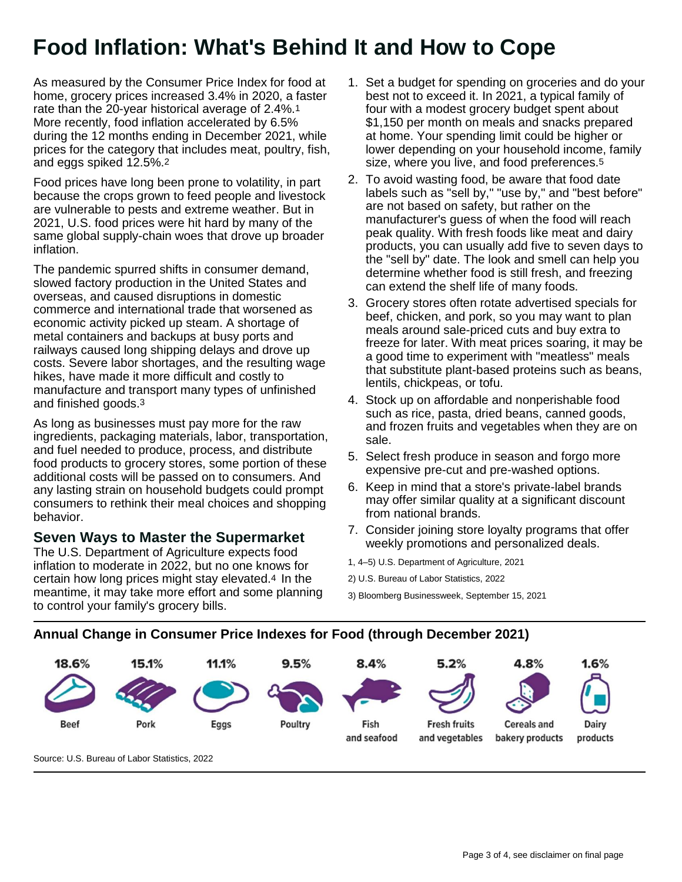# Food Inflation: What's Behind It and How to Cope

As measured by the Consumer Price Index for food at home, grocery prices increased 3.4% in 2020, a faster rate than the 20-year historical average of 2.4%.[1] More recently, food inflation accelerated by 6.5% during the 12 months ending in December 2021, while prices for the category that includes meat, poultry, fish, and eggs spiked 12.5%.[2]

Food prices have long been prone to volatility, in part because the crops grown to feed people and livestock are vulnerable to pests and extreme weather. But in 2021, U.S. food prices were hit hard by many of the same global supply-chain woes that drove up broader inflation.

The pandemic spurred shifts in consumer demand, slowed factory production in the United States and overseas, and caused disruptions in domestic commerce and international trade that worsened as economic activity picked up steam. A shortage of metal containers and backups at busy ports and railways caused long shipping delays and drove up costs. Severe labor shortages, and the resulting wage hikes, have made it more difficult and costly to manufacture and transport many types of unfinished and finished goods.[3]

As long as businesses must pay more for the raw ingredients, packaging materials, labor, transportation, and fuel needed to produce, process, and distribute food products to grocery stores, some portion of these additional costs will be passed on to consumers. And any lasting strain on household budgets could prompt consumers to rethink their meal choices and shopping behavior.

## Seven Ways to Master the Supermarket

The U.S. Department of Agriculture expects food inflation to moderate in 2022, but no one knows for certain how long prices might stay elevated.[4] In the meantime, it may take more effort and some planning to control your family's grocery bills.

1. Set a budget for spending on groceries and do your best not to exceed it. In 2021, a typical family of four with a modest grocery budget spent about $1,150 per month on meals and snacks prepared at home. Your spending limit could be higher or lower depending on your household income, family size, where you live, and food preferences.[5]
2. To avoid wasting food, be aware that food date labels such as "sell by," "use by," and "best before" are not based on safety, but rather on the manufacturer's guess of when the food will reach peak quality. With fresh foods like meat and dairy products, you can usually add five to seven days to the "sell by" date. The look and smell can help you determine whether food is still fresh, and freezing can extend the shelf life of many foods.
3. Grocery stores often rotate advertised specials for beef, chicken, and pork, so you may want to plan meals around sale-priced cuts and buy extra to freeze for later. With meat prices soaring, it may be a good time to experiment with "meatless" meals that substitute plant-based proteins such as beans, lentils, chickpeas, or tofu.
4. Stock up on affordable and nonperishable food such as rice, pasta, dried beans, canned goods, and frozen fruits and vegetables when they are on sale.
5. Select fresh produce in season and forgo more expensive pre-cut and pre-washed options.
6. Keep in mind that a store's private-label brands may offer similar quality at a significant discount from national brands.
7. Consider joining store loyalty programs that offer weekly promotions and personalized deals.

1, 4–5) U.S. Department of Agriculture, 2021

2) U.S. Bureau of Labor Statistics, 2022

3) Bloomberg Businessweek, September 15, 2021

### Annual Change in Consumer Price Indexes for Food (through December 2021)

| Beef | Pork | Eggs | Poultry | Fish and seafood | Fresh fruits and vegetables | Cereals and bakery products | Dairy products |
|---|---|---|---|---|---|---|---|
| 18.6% | 15.1% | 11.1% | 9.5% | 8.4% | 5.2% | 4.8% | 1.6% |

Source: U.S. Bureau of Labor Statistics, 2022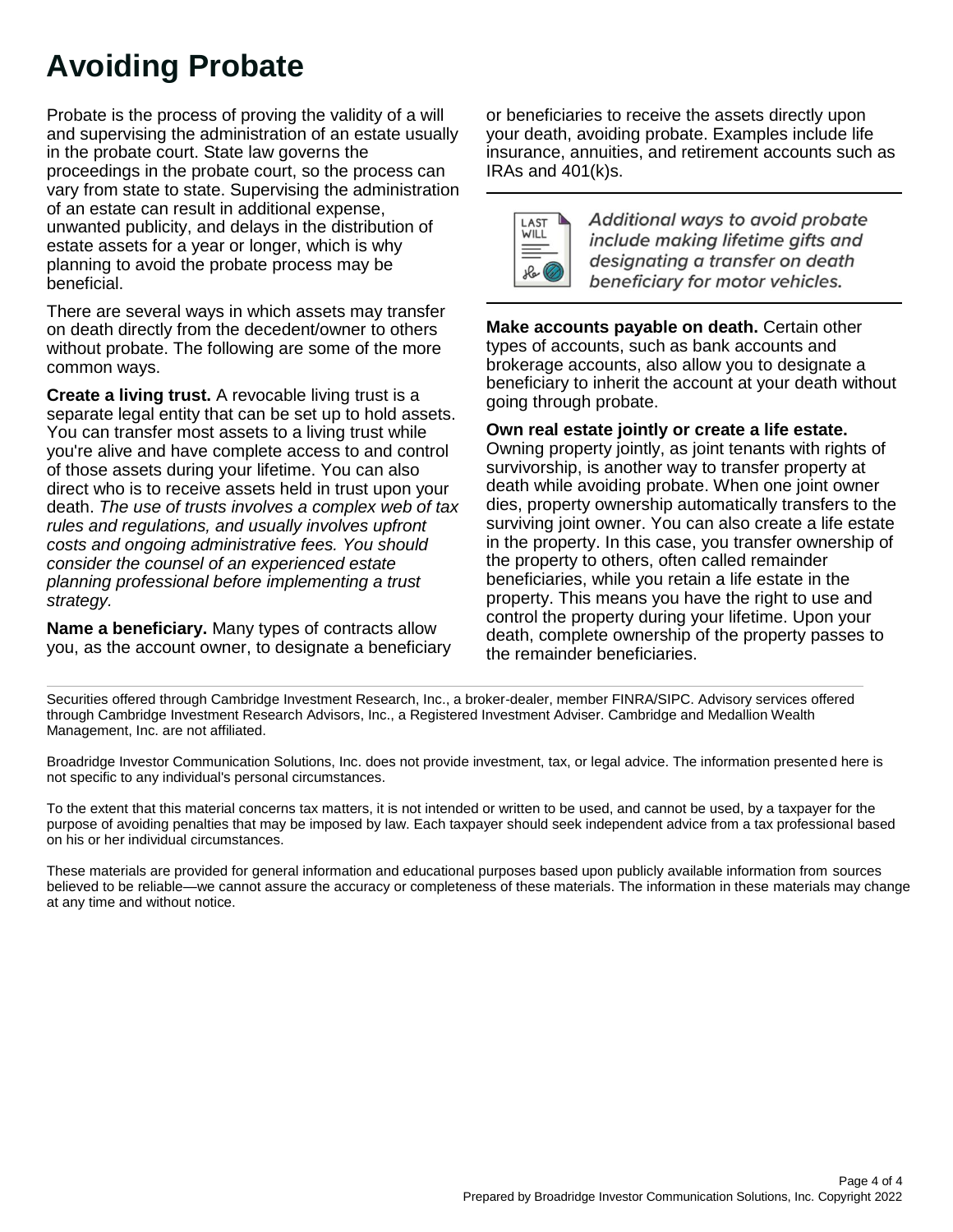# Avoiding Probate

Probate is the process of proving the validity of a will and supervising the administration of an estate usually in the probate court. State law governs the proceedings in the probate court, so the process can vary from state to state. Supervising the administration of an estate can result in additional expense, unwanted publicity, and delays in the distribution of estate assets for a year or longer, which is why planning to avoid the probate process may be beneficial.

There are several ways in which assets may transfer on death directly from the decedent/owner to others without probate. The following are some of the more common ways.

**Create a living trust.** A revocable living trust is a separate legal entity that can be set up to hold assets. You can transfer most assets to a living trust while you're alive and have complete access to and control of those assets during your lifetime. You can also direct who is to receive assets held in trust upon your death. *The use of trusts involves a complex web of tax rules and regulations, and usually involves upfront costs and ongoing administrative fees. You should consider the counsel of an experienced estate planning professional before implementing a trust strategy.*

**Name a beneficiary.** Many types of contracts allow you, as the account owner, to designate a beneficiary or beneficiaries to receive the assets directly upon your death, avoiding probate. Examples include life insurance, annuities, and retirement accounts such as IRAs and 401(k)s.

*Additional ways to avoid probate include making lifetime gifts and designating a transfer on death beneficiary for motor vehicles.*

**Make accounts payable on death.** Certain other types of accounts, such as bank accounts and brokerage accounts, also allow you to designate a beneficiary to inherit the account at your death without going through probate.

**Own real estate jointly or create a life estate.** Owning property jointly, as joint tenants with rights of survivorship, is another way to transfer property at death while avoiding probate. When one joint owner dies, property ownership automatically transfers to the surviving joint owner. You can also create a life estate in the property. In this case, you transfer ownership of the property to others, often called remainder beneficiaries, while you retain a life estate in the property. This means you have the right to use and control the property during your lifetime. Upon your death, complete ownership of the property passes to the remainder beneficiaries.

---

Securities offered through Cambridge Investment Research, Inc., a broker-dealer, member FINRA/SIPC. Advisory services offered through Cambridge Investment Research Advisors, Inc., a Registered Investment Adviser. Cambridge and Medallion Wealth Management, Inc. are not affiliated.

Broadridge Investor Communication Solutions, Inc. does not provide investment, tax, or legal advice. The information presented here is not specific to any individual's personal circumstances.

To the extent that this material concerns tax matters, it is not intended or written to be used, and cannot be used, by a taxpayer for the purpose of avoiding penalties that may be imposed by law. Each taxpayer should seek independent advice from a tax professional based on his or her individual circumstances.

These materials are provided for general information and educational purposes based upon publicly available information from sources believed to be reliable—we cannot assure the accuracy or completeness of these materials. The information in these materials may change at any time and without notice.

Prepared by Broadridge Investor Communication Solutions, Inc. Copyright 2022